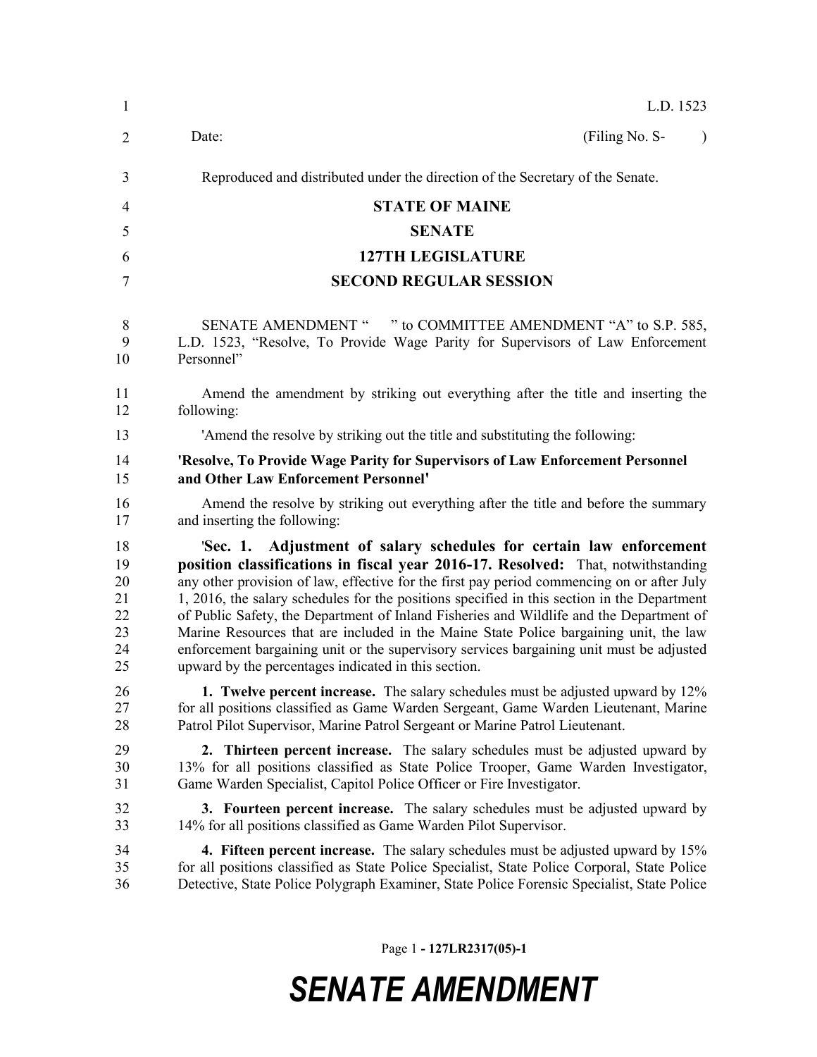L.D. 1523

Date: (Filing No. S- )

Reproduced and distributed under the direction of the Secretary of the Senate.

**STATE OF MAINE**

**SENATE**

**127TH LEGISLATURE**

**SECOND REGULAR SESSION**

SENATE AMENDMENT " " to COMMITTEE AMENDMENT "A" to S.P. 585, L.D. 1523, "Resolve, To Provide Wage Parity for Supervisors of Law Enforcement Personnel"

Amend the amendment by striking out everything after the title and inserting the following:

'Amend the resolve by striking out the title and substituting the following:

**'Resolve, To Provide Wage Parity for Supervisors of Law Enforcement Personnel and Other Law Enforcement Personnel'**

Amend the resolve by striking out everything after the title and before the summary and inserting the following:

'**Sec. 1. Adjustment of salary schedules for certain law enforcement position classifications in fiscal year 2016-17. Resolved:** That, notwithstanding any other provision of law, effective for the first pay period commencing on or after July 1, 2016, the salary schedules for the positions specified in this section in the Department of Public Safety, the Department of Inland Fisheries and Wildlife and the Department of Marine Resources that are included in the Maine State Police bargaining unit, the law enforcement bargaining unit or the supervisory services bargaining unit must be adjusted upward by the percentages indicated in this section.

**1. Twelve percent increase.** The salary schedules must be adjusted upward by 12% for all positions classified as Game Warden Sergeant, Game Warden Lieutenant, Marine Patrol Pilot Supervisor, Marine Patrol Sergeant or Marine Patrol Lieutenant.

**2. Thirteen percent increase.** The salary schedules must be adjusted upward by 13% for all positions classified as State Police Trooper, Game Warden Investigator, Game Warden Specialist, Capitol Police Officer or Fire Investigator.

**3. Fourteen percent increase.** The salary schedules must be adjusted upward by 14% for all positions classified as Game Warden Pilot Supervisor.

**4. Fifteen percent increase.** The salary schedules must be adjusted upward by 15% for all positions classified as State Police Specialist, State Police Corporal, State Police Detective, State Police Polygraph Examiner, State Police Forensic Specialist, State Police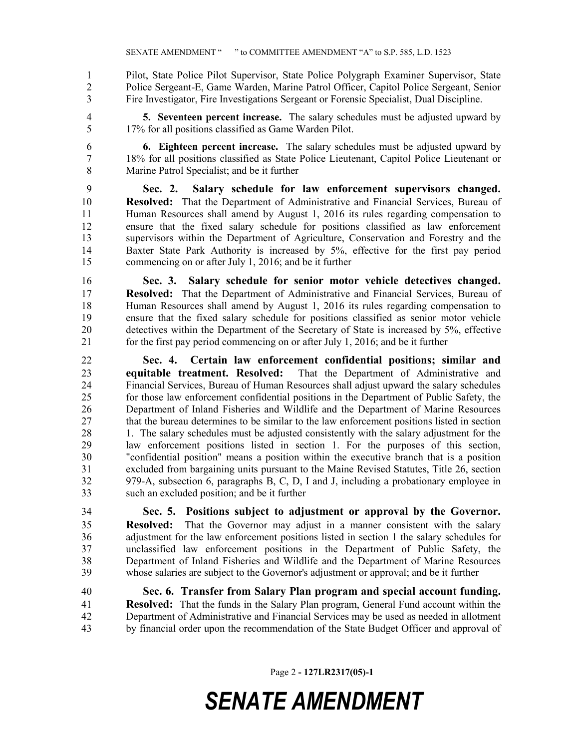Pilot, State Police Pilot Supervisor, State Police Polygraph Examiner Supervisor, State Police Sergeant-E, Game Warden, Marine Patrol Officer, Capitol Police Sergeant, Senior Fire Investigator, Fire Investigations Sergeant or Forensic Specialist, Dual Discipline.

**5. Seventeen percent increase.** The salary schedules must be adjusted upward by 17% for all positions classified as Game Warden Pilot.

**6. Eighteen percent increase.** The salary schedules must be adjusted upward by 18% for all positions classified as State Police Lieutenant, Capitol Police Lieutenant or Marine Patrol Specialist; and be it further

**Sec. 2. Salary schedule for law enforcement supervisors changed. Resolved:** That the Department of Administrative and Financial Services, Bureau of Human Resources shall amend by August 1, 2016 its rules regarding compensation to ensure that the fixed salary schedule for positions classified as law enforcement supervisors within the Department of Agriculture, Conservation and Forestry and the Baxter State Park Authority is increased by 5%, effective for the first pay period commencing on or after July 1, 2016; and be it further

**Sec. 3. Salary schedule for senior motor vehicle detectives changed. Resolved:** That the Department of Administrative and Financial Services, Bureau of Human Resources shall amend by August 1, 2016 its rules regarding compensation to ensure that the fixed salary schedule for positions classified as senior motor vehicle detectives within the Department of the Secretary of State is increased by 5%, effective for the first pay period commencing on or after July 1, 2016; and be it further

**Sec. 4. Certain law enforcement confidential positions; similar and equitable treatment. Resolved:** That the Department of Administrative and Financial Services, Bureau of Human Resources shall adjust upward the salary schedules for those law enforcement confidential positions in the Department of Public Safety, the Department of Inland Fisheries and Wildlife and the Department of Marine Resources that the bureau determines to be similar to the law enforcement positions listed in section 1. The salary schedules must be adjusted consistently with the salary adjustment for the law enforcement positions listed in section 1. For the purposes of this section, "confidential position" means a position within the executive branch that is a position excluded from bargaining units pursuant to the Maine Revised Statutes, Title 26, section 979-A, subsection 6, paragraphs B, C, D, I and J, including a probationary employee in such an excluded position; and be it further

**Sec. 5. Positions subject to adjustment or approval by the Governor. Resolved:** That the Governor may adjust in a manner consistent with the salary adjustment for the law enforcement positions listed in section 1 the salary schedules for unclassified law enforcement positions in the Department of Public Safety, the Department of Inland Fisheries and Wildlife and the Department of Marine Resources whose salaries are subject to the Governor's adjustment or approval; and be it further

**Sec. 6. Transfer from Salary Plan program and special account funding. Resolved:** That the funds in the Salary Plan program, General Fund account within the Department of Administrative and Financial Services may be used as needed in allotment by financial order upon the recommendation of the State Budget Officer and approval of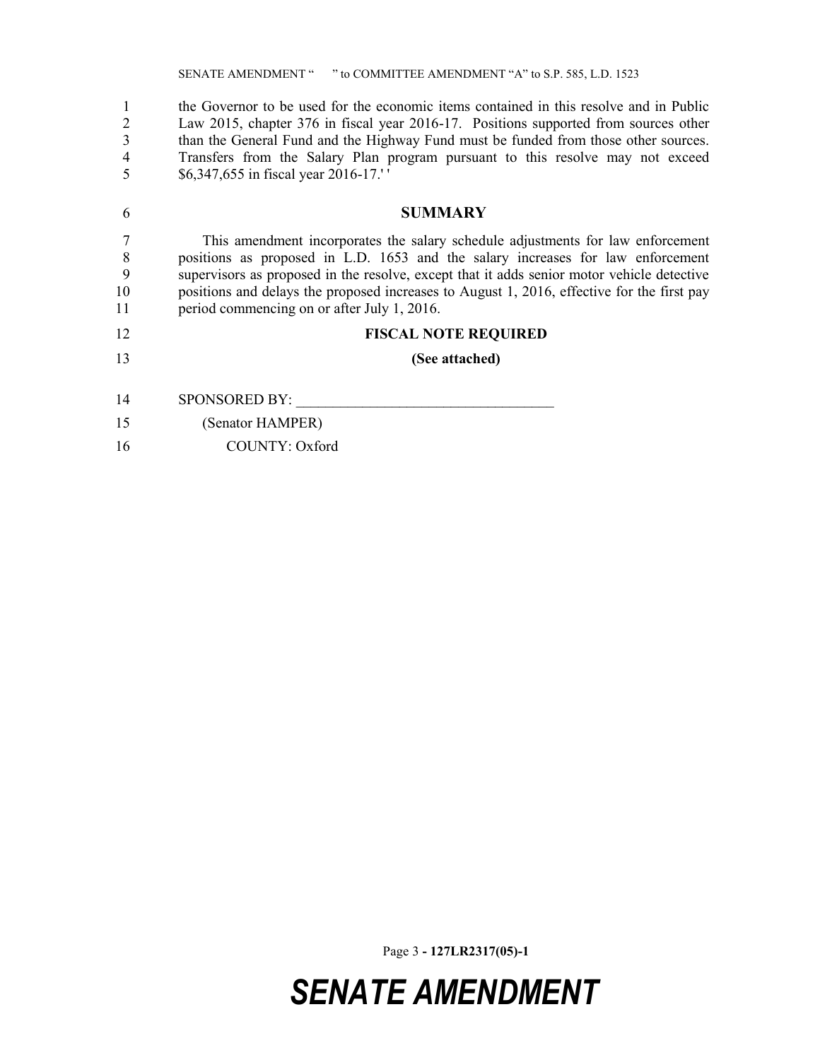the Governor to be used for the economic items contained in this resolve and in Public Law 2015, chapter 376 in fiscal year 2016-17. Positions supported from sources other than the General Fund and the Highway Fund must be funded from those other sources. Transfers from the Salary Plan program pursuant to this resolve may not exceed $6,347,655 in fiscal year 2016-17.' '

## SUMMARY

This amendment incorporates the salary schedule adjustments for law enforcement positions as proposed in L.D. 1653 and the salary increases for law enforcement supervisors as proposed in the resolve, except that it adds senior motor vehicle detective positions and delays the proposed increases to August 1, 2016, effective for the first pay period commencing on or after July 1, 2016.

**FISCAL NOTE REQUIRED**

**(See attached)**

SPONSORED BY: ____________________________________

(Senator HAMPER)

COUNTY: Oxford